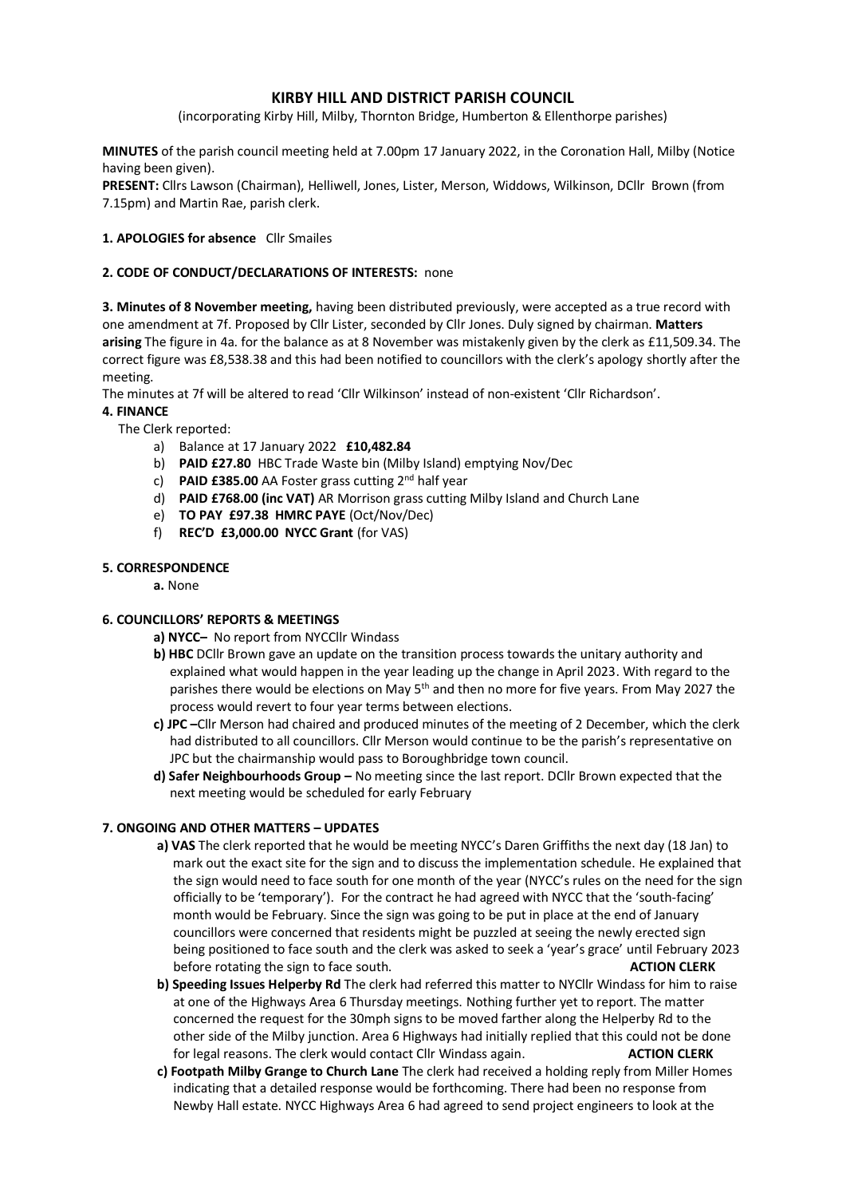# KIRBY HILL AND DISTRICT PARISH COUNCIL

(incorporating Kirby Hill, Milby, Thornton Bridge, Humberton & Ellenthorpe parishes)

**MINUTES** of the parish council meeting held at 7.00pm 17 January 2022, in the Coronation Hall, Milby (Notice having been given).

**PRESENT:** Cllrs Lawson (Chairman), Helliwell, Jones, Lister, Merson, Widdows, Wilkinson, DCllr Brown (from 7.15pm) and Martin Rae, parish clerk.

**1. APOLOGIES for absence** Cllr Smailes

**2. CODE OF CONDUCT/DECLARATIONS OF INTERESTS:** none

**3. Minutes of 8 November meeting,** having been distributed previously, were accepted as a true record with one amendment at 7f. Proposed by Cllr Lister, seconded by Cllr Jones. Duly signed by chairman. **Matters arising** The figure in 4a. for the balance as at 8 November was mistakenly given by the clerk as £11,509.34. The correct figure was £8,538.38 and this had been notified to councillors with the clerk's apology shortly after the meeting.

The minutes at 7f will be altered to read 'Cllr Wilkinson' instead of non-existent 'Cllr Richardson'.

**4. FINANCE**

The Clerk reported:

a) Balance at 17 January 2022 **£10,482.84**
b) **PAID £27.80** HBC Trade Waste bin (Milby Island) emptying Nov/Dec
c) **PAID £385.00** AA Foster grass cutting 2nd half year
d) **PAID £768.00 (inc VAT)** AR Morrison grass cutting Milby Island and Church Lane
e) **TO PAY £97.38 HMRC PAYE** (Oct/Nov/Dec)
f) **REC'D £3,000.00 NYCC Grant** (for VAS)

**5. CORRESPONDENCE**

**a.** None

**6. COUNCILLORS' REPORTS & MEETINGS**

**a) NYCC–** No report from NYCCllr Windass

**b) HBC** DCllr Brown gave an update on the transition process towards the unitary authority and explained what would happen in the year leading up the change in April 2023. With regard to the parishes there would be elections on May 5th and then no more for five years. From May 2027 the process would revert to four year terms between elections.

**c) JPC –**Cllr Merson had chaired and produced minutes of the meeting of 2 December, which the clerk had distributed to all councillors. Cllr Merson would continue to be the parish's representative on JPC but the chairmanship would pass to Boroughbridge town council.

**d) Safer Neighbourhoods Group –** No meeting since the last report. DCllr Brown expected that the next meeting would be scheduled for early February

**7. ONGOING AND OTHER MATTERS – UPDATES**

**a) VAS** The clerk reported that he would be meeting NYCC's Daren Griffiths the next day (18 Jan) to mark out the exact site for the sign and to discuss the implementation schedule. He explained that the sign would need to face south for one month of the year (NYCC's rules on the need for the sign officially to be 'temporary'). For the contract he had agreed with NYCC that the 'south-facing' month would be February. Since the sign was going to be put in place at the end of January councillors were concerned that residents might be puzzled at seeing the newly erected sign being positioned to face south and the clerk was asked to seek a 'year's grace' until February 2023 before rotating the sign to face south. **ACTION CLERK**

**b) Speeding Issues Helperby Rd** The clerk had referred this matter to NYCllr Windass for him to raise at one of the Highways Area 6 Thursday meetings. Nothing further yet to report. The matter concerned the request for the 30mph signs to be moved farther along the Helperby Rd to the other side of the Milby junction. Area 6 Highways had initially replied that this could not be done for legal reasons. The clerk would contact Cllr Windass again. **ACTION CLERK**

**c) Footpath Milby Grange to Church Lane** The clerk had received a holding reply from Miller Homes indicating that a detailed response would be forthcoming. There had been no response from Newby Hall estate. NYCC Highways Area 6 had agreed to send project engineers to look at the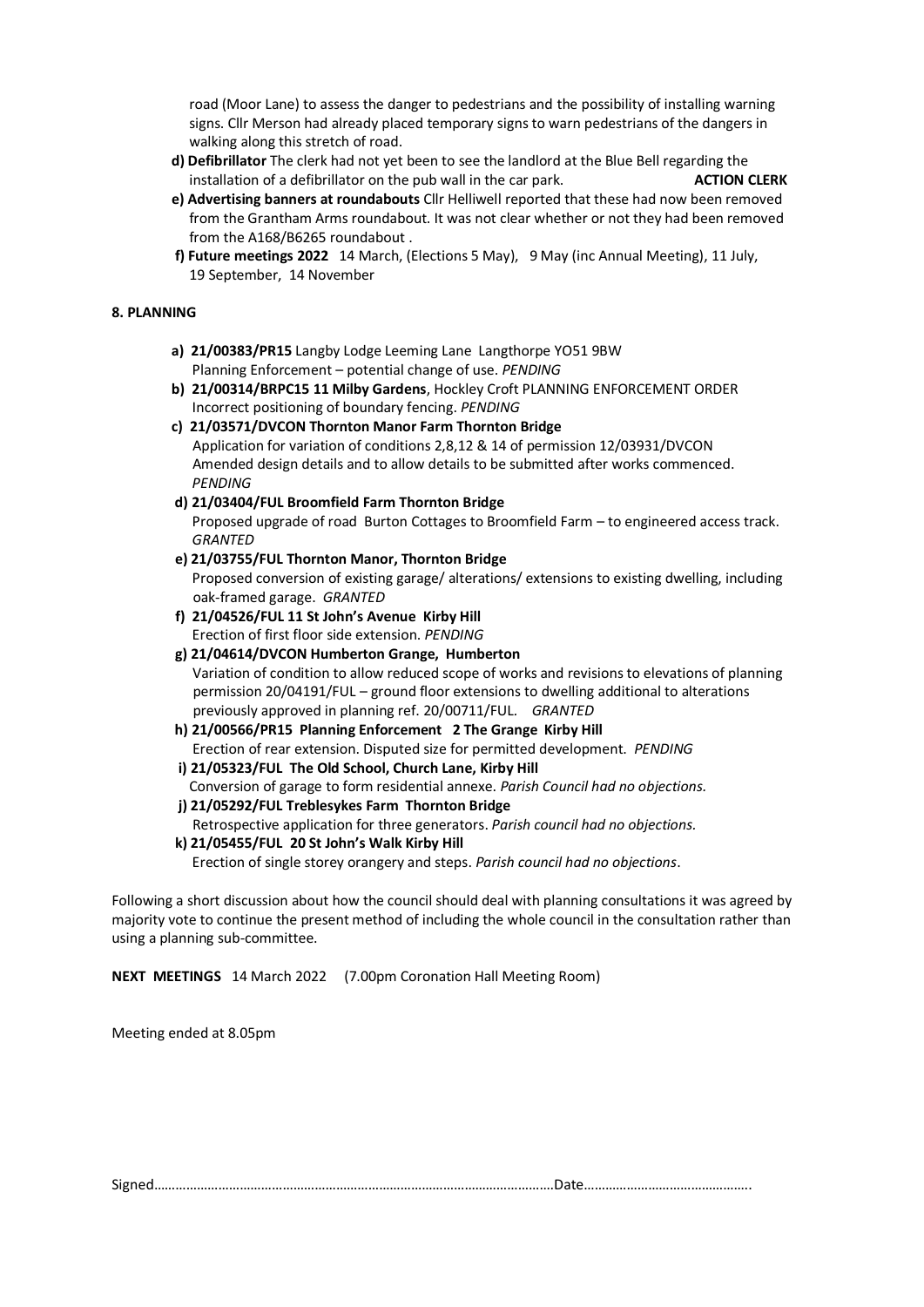road (Moor Lane) to assess the danger to pedestrians and the possibility of installing warning signs. Cllr Merson had already placed temporary signs to warn pedestrians of the dangers in walking along this stretch of road.

**d) Defibrillator** The clerk had not yet been to see the landlord at the Blue Bell regarding the installation of a defibrillator on the pub wall in the car park. **ACTION CLERK**

**e) Advertising banners at roundabouts** Cllr Helliwell reported that these had now been removed from the Grantham Arms roundabout. It was not clear whether or not they had been removed from the A168/B6265 roundabout .

**f) Future meetings 2022** 14 March, (Elections 5 May), 9 May (inc Annual Meeting), 11 July, 19 September, 14 November

**8. PLANNING**

**a) 21/00383/PR15** Langby Lodge Leeming Lane Langthorpe YO51 9BW
Planning Enforcement – potential change of use. *PENDING*

**b) 21/00314/BRPC15 11 Milby Gardens**, Hockley Croft PLANNING ENFORCEMENT ORDER
Incorrect positioning of boundary fencing. *PENDING*

**c) 21/03571/DVCON Thornton Manor Farm Thornton Bridge**
Application for variation of conditions 2,8,12 & 14 of permission 12/03931/DVCON
Amended design details and to allow details to be submitted after works commenced. *PENDING*

**d) 21/03404/FUL Broomfield Farm Thornton Bridge**
Proposed upgrade of road Burton Cottages to Broomfield Farm – to engineered access track. *GRANTED*

**e) 21/03755/FUL Thornton Manor, Thornton Bridge**
Proposed conversion of existing garage/ alterations/ extensions to existing dwelling, including oak-framed garage. *GRANTED*

**f) 21/04526/FUL 11 St John's Avenue Kirby Hill**
Erection of first floor side extension. *PENDING*

**g) 21/04614/DVCON Humberton Grange, Humberton**
Variation of condition to allow reduced scope of works and revisions to elevations of planning permission 20/04191/FUL – ground floor extensions to dwelling additional to alterations previously approved in planning ref. 20/00711/FUL. *GRANTED*

**h) 21/00566/PR15 Planning Enforcement 2 The Grange Kirby Hill**
Erection of rear extension. Disputed size for permitted development. *PENDING*

**i) 21/05323/FUL The Old School, Church Lane, Kirby Hill**
Conversion of garage to form residential annexe. *Parish Council had no objections.*

**j) 21/05292/FUL Treblesykes Farm Thornton Bridge**
Retrospective application for three generators. *Parish council had no objections.*

**k) 21/05455/FUL 20 St John's Walk Kirby Hill**
Erection of single storey orangery and steps. *Parish council had no objections*.

Following a short discussion about how the council should deal with planning consultations it was agreed by majority vote to continue the present method of including the whole council in the consultation rather than using a planning sub-committee.

**NEXT MEETINGS** 14 March 2022 (7.00pm Coronation Hall Meeting Room)

Meeting ended at 8.05pm

Signed…………………………………………………………………………………………Date……………………………………..